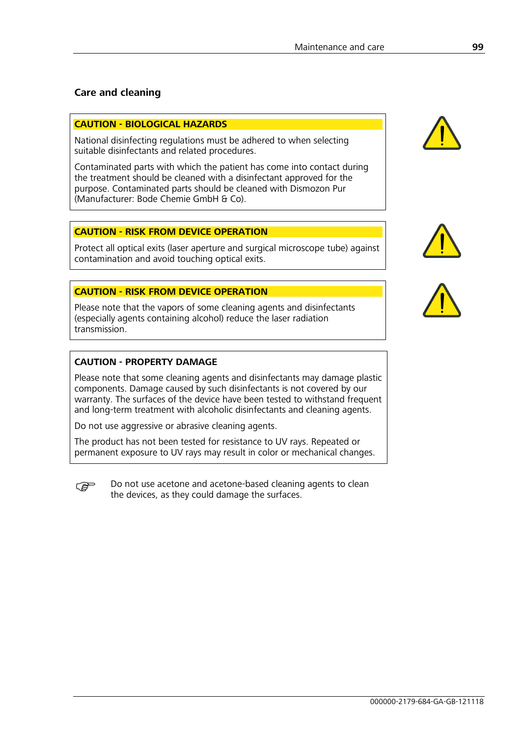## Care and cleaning

**CAUTION - BIOLOGICAL HAZARDS**

National disinfecting regulations must be adhered to when selecting suitable disinfectants and related procedures.

Contaminated parts with which the patient has come into contact during the treatment should be cleaned with a disinfectant approved for the purpose. Contaminated parts should be cleaned with Dismozon Pur (Manufacturer: Bode Chemie GmbH & Co).

**CAUTION - RISK FROM DEVICE OPERATION**

Protect all optical exits (laser aperture and surgical microscope tube) against contamination and avoid touching optical exits.

**CAUTION - RISK FROM DEVICE OPERATION**

Please note that the vapors of some cleaning agents and disinfectants (especially agents containing alcohol) reduce the laser radiation transmission.

**CAUTION - PROPERTY DAMAGE**

Please note that some cleaning agents and disinfectants may damage plastic components. Damage caused by such disinfectants is not covered by our warranty. The surfaces of the device have been tested to withstand frequent and long-term treatment with alcoholic disinfectants and cleaning agents.

Do not use aggressive or abrasive cleaning agents.

The product has not been tested for resistance to UV rays. Repeated or permanent exposure to UV rays may result in color or mechanical changes.

☞ Do not use acetone and acetone-based cleaning agents to clean the devices, as they could damage the surfaces.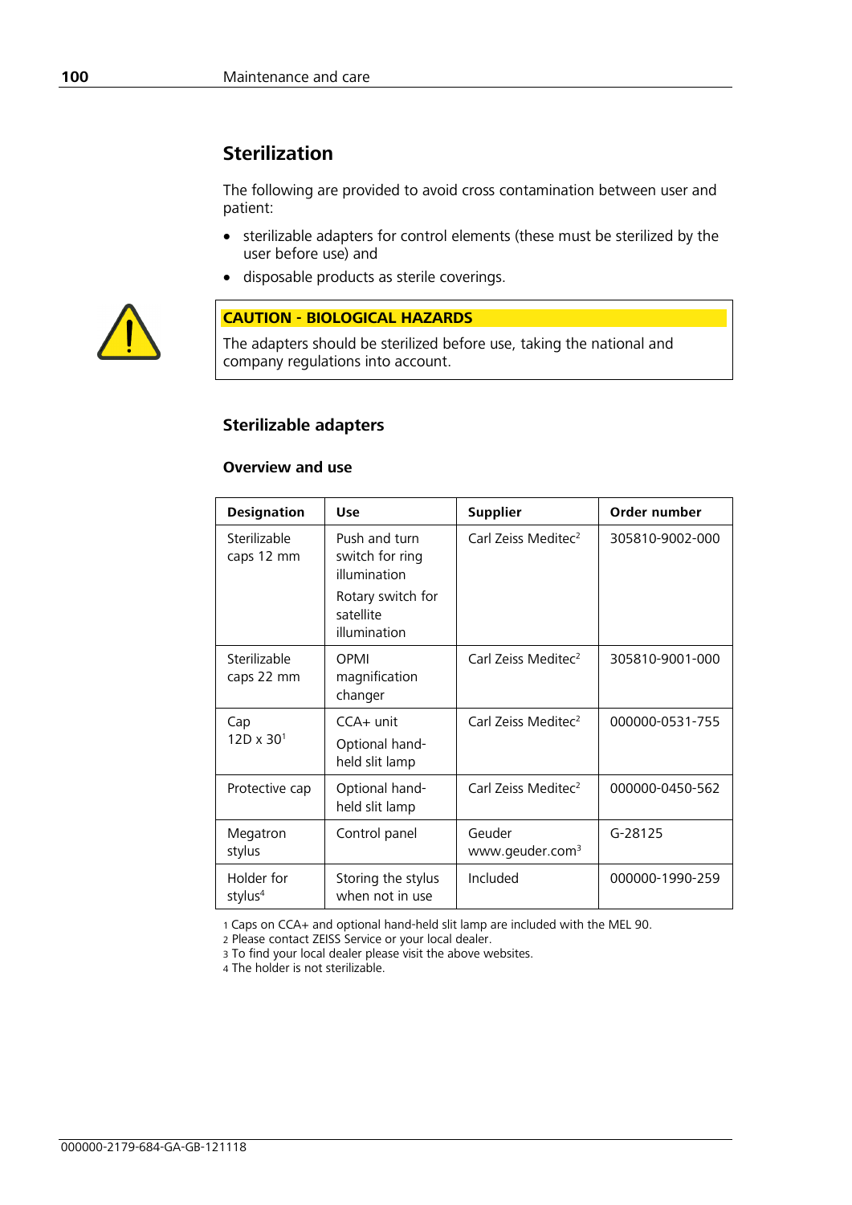## Sterilization

The following are provided to avoid cross contamination between user and patient:

- sterilizable adapters for control elements (these must be sterilized by the user before use) and
- disposable products as sterile coverings.

> **CAUTION - BIOLOGICAL HAZARDS**
>
> The adapters should be sterilized before use, taking the national and company regulations into account.

### Sterilizable adapters

#### Overview and use

| Designation | Use | Supplier | Order number |
|---|---|---|---|
| Sterilizable caps 12 mm | Push and turn switch for ring illumination<br>Rotary switch for satellite illumination | Carl Zeiss Meditec[2] | 305810-9002-000 |
| Sterilizable caps 22 mm | OPMI magnification changer | Carl Zeiss Meditec[2] | 305810-9001-000 |
| Cap 12D x 30[1] | CCA+ unit<br>Optional hand-held slit lamp | Carl Zeiss Meditec[2] | 000000-0531-755 |
| Protective cap | Optional hand-held slit lamp | Carl Zeiss Meditec[2] | 000000-0450-562 |
| Megatron stylus | Control panel | Geuder www.geuder.com[3] | G-28125 |
| Holder for stylus[4] | Storing the stylus when not in use | Included | 000000-1990-259 |

1 Caps on CCA+ and optional hand-held slit lamp are included with the MEL 90.
2 Please contact ZEISS Service or your local dealer.
3 To find your local dealer please visit the above websites.
4 The holder is not sterilizable.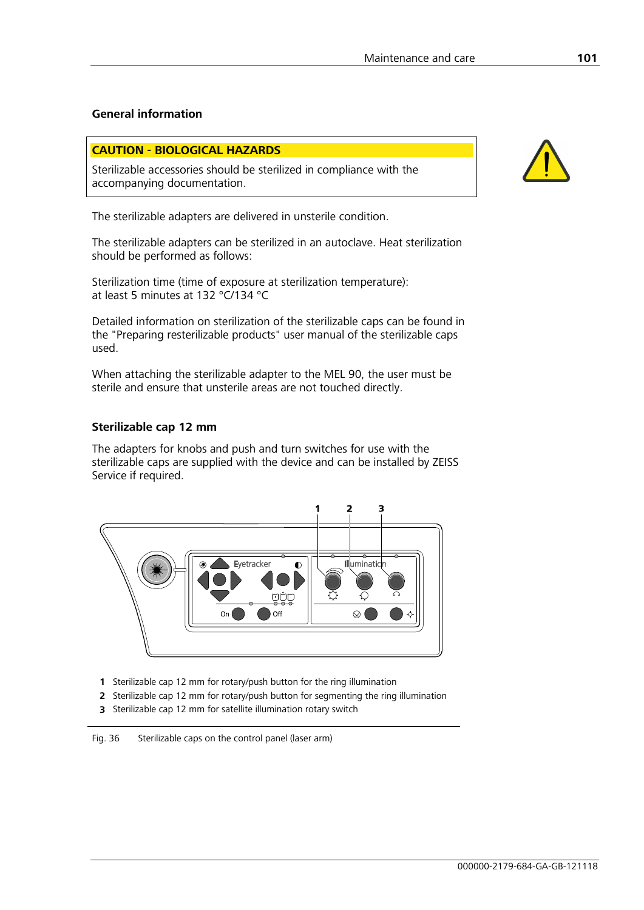## General information

**CAUTION - BIOLOGICAL HAZARDS**

Sterilizable accessories should be sterilized in compliance with the accompanying documentation.

The sterilizable adapters are delivered in unsterile condition.

The sterilizable adapters can be sterilized in an autoclave. Heat sterilization should be performed as follows:

Sterilization time (time of exposure at sterilization temperature):
at least 5 minutes at 132 °C/134 °C

Detailed information on sterilization of the sterilizable caps can be found in the "Preparing resterilizable products" user manual of the sterilizable caps used.

When attaching the sterilizable adapter to the MEL 90, the user must be sterile and ensure that unsterile areas are not touched directly.

## Sterilizable cap 12 mm

The adapters for knobs and push and turn switches for use with the sterilizable caps are supplied with the device and can be installed by ZEISS Service if required.

**1** Sterilizable cap 12 mm for rotary/push button for the ring illumination
**2** Sterilizable cap 12 mm for rotary/push button for segmenting the ring illumination
**3** Sterilizable cap 12 mm for satellite illumination rotary switch

Fig. 36 Sterilizable caps on the control panel (laser arm)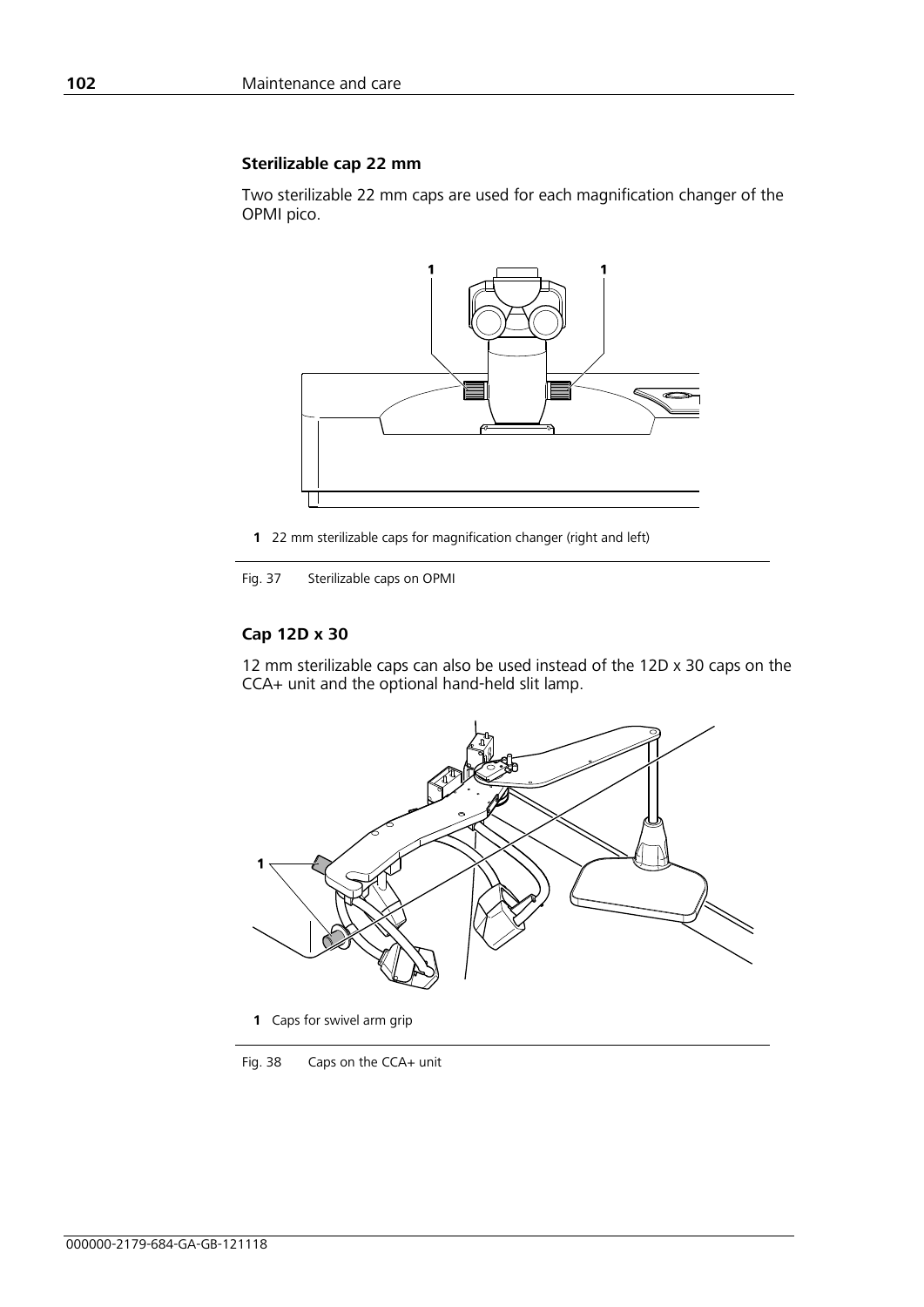### Sterilizable cap 22 mm

Two sterilizable 22 mm caps are used for each magnification changer of the OPMI pico.

**1** 22 mm sterilizable caps for magnification changer (right and left)

Fig. 37 Sterilizable caps on OPMI

### Cap 12D x 30

12 mm sterilizable caps can also be used instead of the 12D x 30 caps on the CCA+ unit and the optional hand-held slit lamp.

**1** Caps for swivel arm grip

Fig. 38 Caps on the CCA+ unit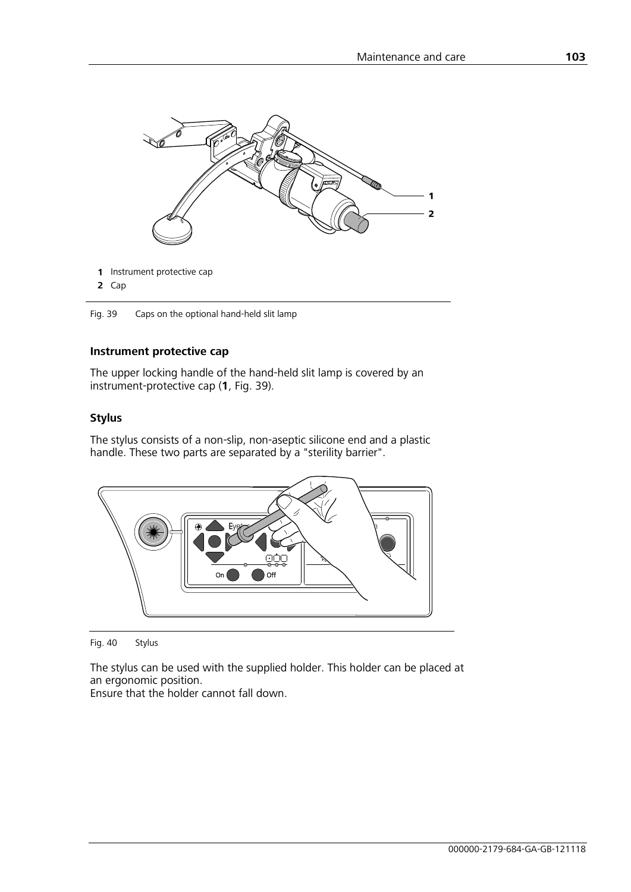1 Instrument protective cap

2 Cap

Fig. 39 Caps on the optional hand-held slit lamp

### Instrument protective cap

The upper locking handle of the hand-held slit lamp is covered by an instrument-protective cap (**1**, Fig. 39).

### Stylus

The stylus consists of a non-slip, non-aseptic silicone end and a plastic handle. These two parts are separated by a "sterility barrier".

Fig. 40 Stylus

The stylus can be used with the supplied holder. This holder can be placed at an ergonomic position.
Ensure that the holder cannot fall down.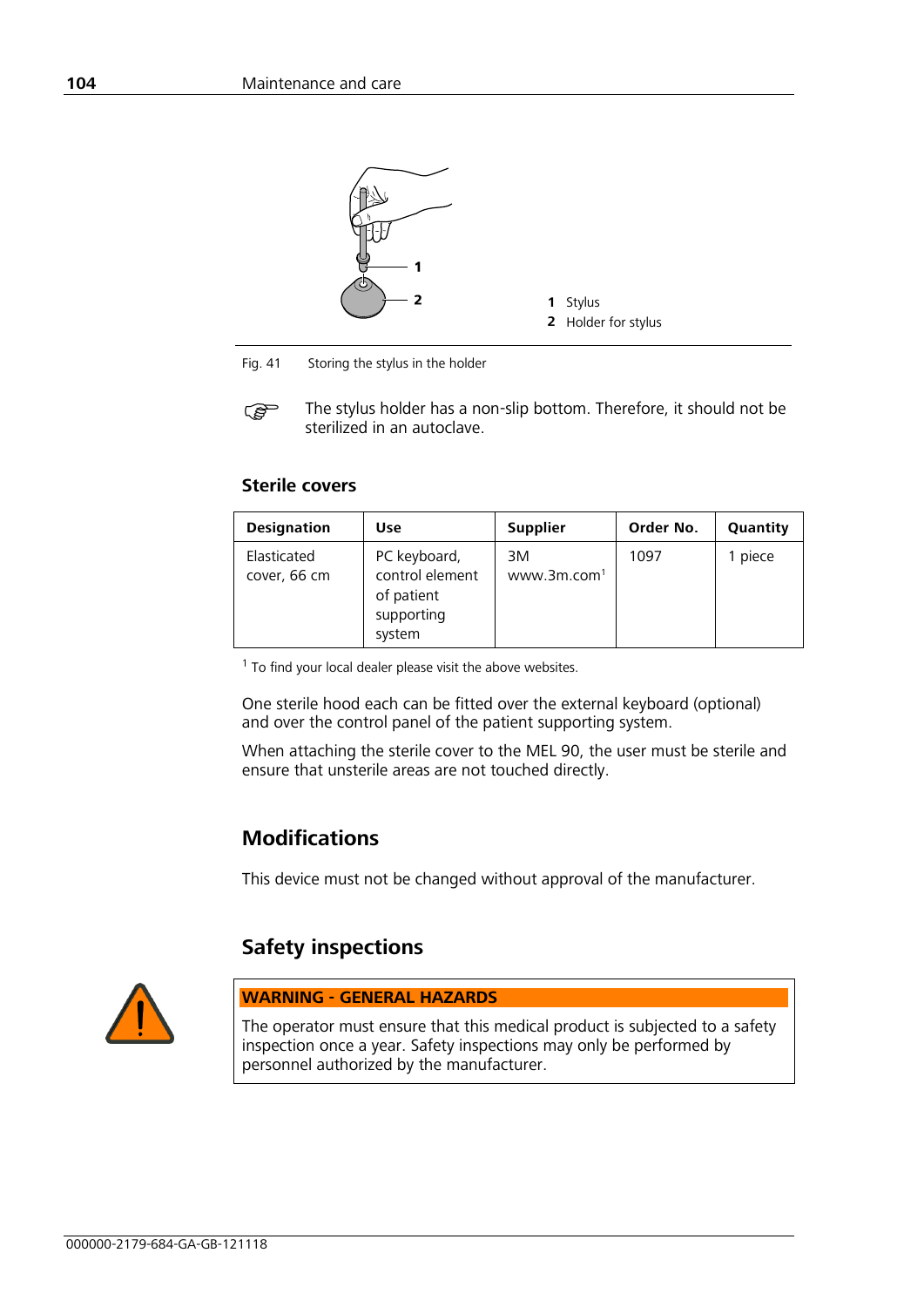1 Stylus
2 Holder for stylus

Fig. 41 Storing the stylus in the holder

The stylus holder has a non-slip bottom. Therefore, it should not be sterilized in an autoclave.

### Sterile covers

| Designation | Use | Supplier | Order No. | Quantity |
|---|---|---|---|---|
| Elasticated cover, 66 cm | PC keyboard, control element of patient supporting system | 3M www.3m.com[1] | 1097 | 1 piece |

[1] To find your local dealer please visit the above websites.

One sterile hood each can be fitted over the external keyboard (optional) and over the control panel of the patient supporting system.

When attaching the sterile cover to the MEL 90, the user must be sterile and ensure that unsterile areas are not touched directly.

## Modifications

This device must not be changed without approval of the manufacturer.

## Safety inspections

**WARNING - GENERAL HAZARDS**

The operator must ensure that this medical product is subjected to a safety inspection once a year. Safety inspections may only be performed by personnel authorized by the manufacturer.